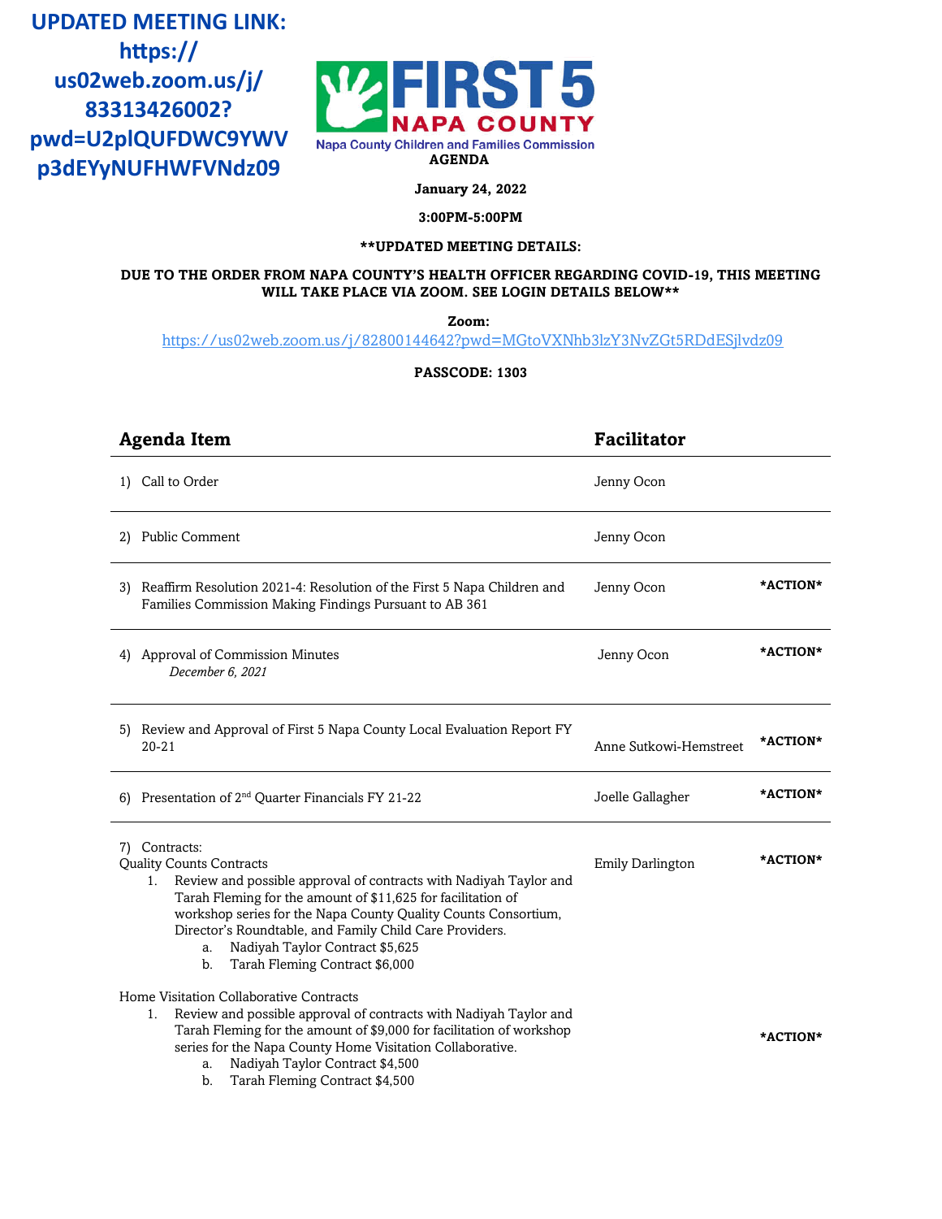**UPDATED MEETING LINK: https://us02web.zoom.us/j/83313426002?pwd=U2plQUFDWC9YWVp3dEYyNUFHWFVNdz09**

# FIRST 5 NAPA COUNTY

Napa County Children and Families Commission

**AGENDA**

**January 24, 2022**

**3:00PM-5:00PM**

****UPDATED MEETING DETAILS:**

**DUE TO THE ORDER FROM NAPA COUNTY'S HEALTH OFFICER REGARDING COVID-19, THIS MEETING WILL TAKE PLACE VIA ZOOM. SEE LOGIN DETAILS BELOW****

**Zoom:**
https://us02web.zoom.us/j/82800144642?pwd=MGtoVXNhb3lzY3NvZGt5RDdESjlvdz09

**PASSCODE: 1303**

| Agenda Item | Facilitator | |
|---|---|---|
| 1) Call to Order | Jenny Ocon | |
| 2) Public Comment | Jenny Ocon | |
| 3) Reaffirm Resolution 2021-4: Resolution of the First 5 Napa Children and Families Commission Making Findings Pursuant to AB 361 | Jenny Ocon | ***ACTION*** |
| 4) Approval of Commission Minutes *December 6, 2021* | Jenny Ocon | ***ACTION*** |
| 5) Review and Approval of First 5 Napa County Local Evaluation Report FY 20-21 | Anne Sutkowi-Hemstreet | ***ACTION*** |
| 6) Presentation of 2nd Quarter Financials FY 21-22 | Joelle Gallagher | ***ACTION*** |
| 7) Contracts:<br>Quality Counts Contracts<br>1. Review and possible approval of contracts with Nadiyah Taylor and Tarah Fleming for the amount of $11,625 for facilitation of workshop series for the Napa County Quality Counts Consortium, Director's Roundtable, and Family Child Care Providers.<br>a. Nadiyah Taylor Contract $5,625<br>b. Tarah Fleming Contract $6,000 | Emily Darlington | ***ACTION*** |
| Home Visitation Collaborative Contracts<br>1. Review and possible approval of contracts with Nadiyah Taylor and Tarah Fleming for the amount of $9,000 for facilitation of workshop series for the Napa County Home Visitation Collaborative.<br>a. Nadiyah Taylor Contract $4,500<br>b. Tarah Fleming Contract $4,500 | | ***ACTION*** |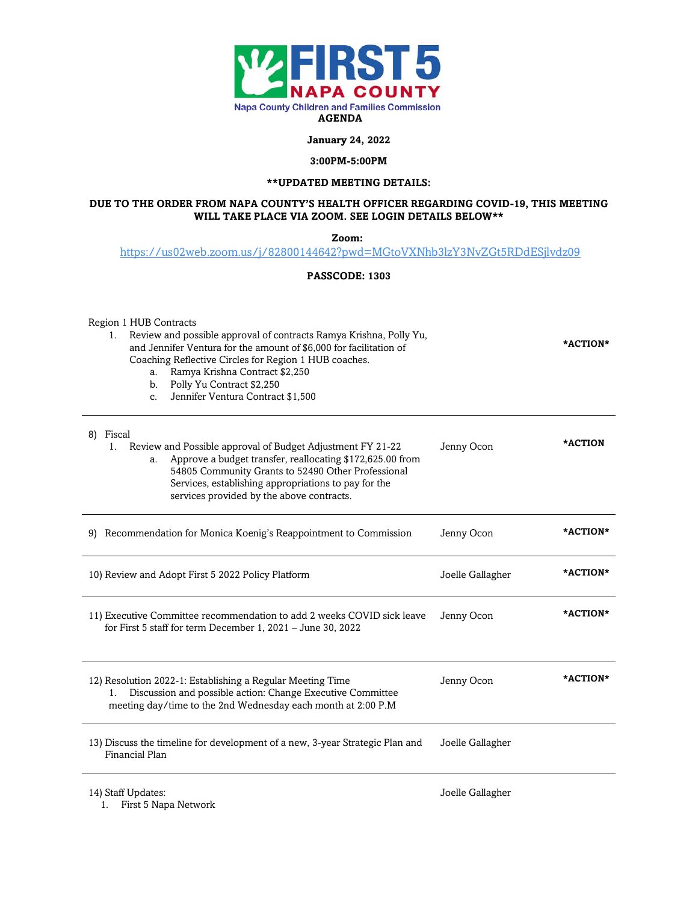**FIRST 5 NAPA COUNTY**

Napa County Children and Families Commission

**AGENDA**

**January 24, 2022**

**3:00PM-5:00PM**

**\*\*UPDATED MEETING DETAILS:**

**DUE TO THE ORDER FROM NAPA COUNTY'S HEALTH OFFICER REGARDING COVID-19, THIS MEETING WILL TAKE PLACE VIA ZOOM. SEE LOGIN DETAILS BELOW\*\***

**Zoom:**

https://us02web.zoom.us/j/82800144642?pwd=MGtoVXNhb3lzY3NvZGt5RDdESjlvdz09

**PASSCODE: 1303**

| | | |
|---|---|---|
| Region 1 HUB Contracts<br>1. Review and possible approval of contracts Ramya Krishna, Polly Yu, and Jennifer Ventura for the amount of $6,000 for facilitation of Coaching Reflective Circles for Region 1 HUB coaches.<br>a. Ramya Krishna Contract $2,250<br>b. Polly Yu Contract $2,250<br>c. Jennifer Ventura Contract $1,500 | | **\*ACTION\*** |
| 8) Fiscal<br>1. Review and Possible approval of Budget Adjustment FY 21-22<br>a. Approve a budget transfer, reallocating $172,625.00 from 54805 Community Grants to 52490 Other Professional Services, establishing appropriations to pay for the services provided by the above contracts. | Jenny Ocon | **\*ACTION** |
| 9) Recommendation for Monica Koenig's Reappointment to Commission | Jenny Ocon | **\*ACTION\*** |
| 10) Review and Adopt First 5 2022 Policy Platform | Joelle Gallagher | **\*ACTION\*** |
| 11) Executive Committee recommendation to add 2 weeks COVID sick leave for First 5 staff for term December 1, 2021 – June 30, 2022 | Jenny Ocon | **\*ACTION\*** |
| 12) Resolution 2022-1: Establishing a Regular Meeting Time<br>1. Discussion and possible action: Change Executive Committee meeting day/time to the 2nd Wednesday each month at 2:00 P.M | Jenny Ocon | **\*ACTION\*** |
| 13) Discuss the timeline for development of a new, 3-year Strategic Plan and Financial Plan | Joelle Gallagher | |
| 14) Staff Updates:<br>1. First 5 Napa Network | Joelle Gallagher | |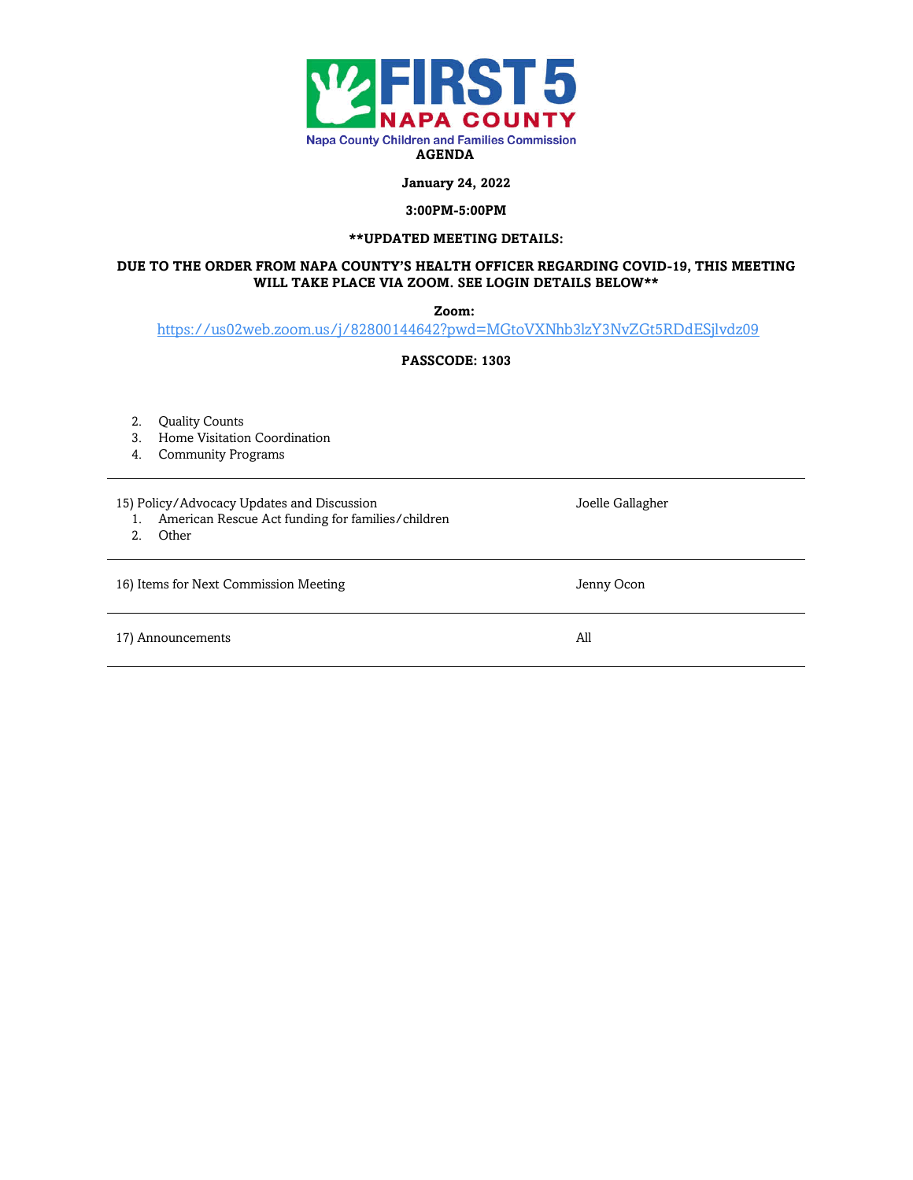FIRST 5 NAPA COUNTY

Napa County Children and Families Commission

**AGENDA**

**January 24, 2022**

**3:00PM-5:00PM**

****UPDATED MEETING DETAILS:**

**DUE TO THE ORDER FROM NAPA COUNTY'S HEALTH OFFICER REGARDING COVID-19, THIS MEETING WILL TAKE PLACE VIA ZOOM. SEE LOGIN DETAILS BELOW****

**Zoom:**
https://us02web.zoom.us/j/82800144642?pwd=MGtoVXNhb3lzY3NvZGt5RDdESjlvdz09

**PASSCODE: 1303**

2. Quality Counts
3. Home Visitation Coordination
4. Community Programs

| | |
|---|---|
| 15) Policy/Advocacy Updates and Discussion<br>1. American Rescue Act funding for families/children<br>2. Other | Joelle Gallagher |
| 16) Items for Next Commission Meeting | Jenny Ocon |
| 17) Announcements | All |